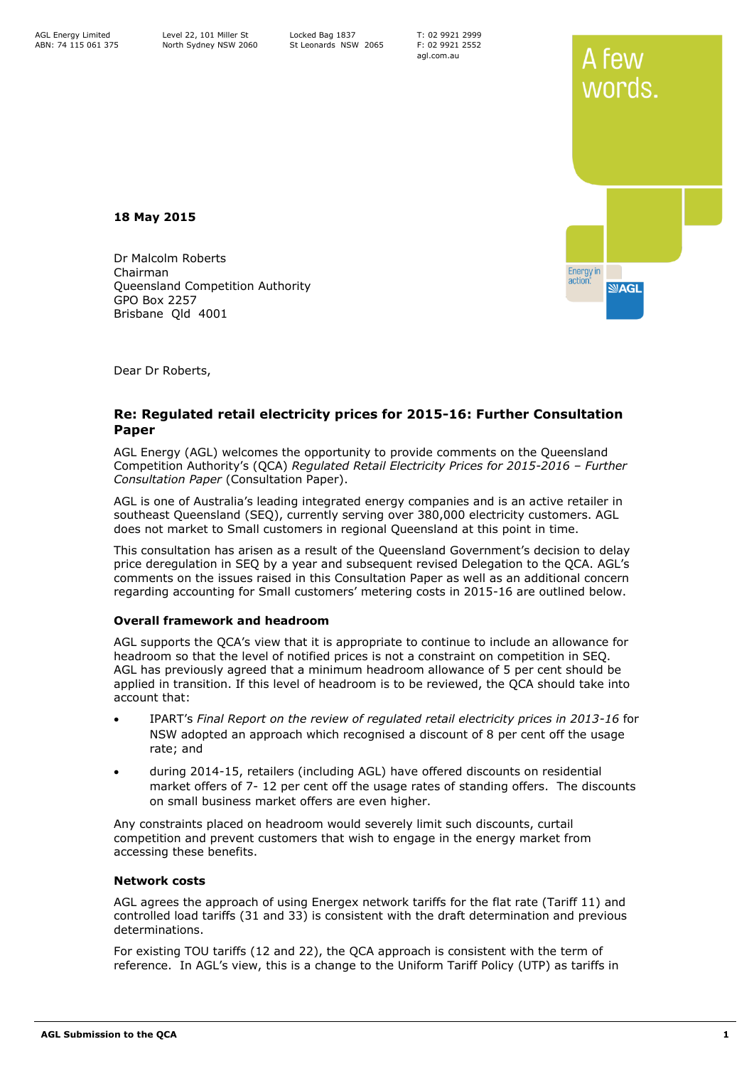AGL Energy Limited
ABN: 74 115 061 375

Level 22, 101 Miller St
North Sydney NSW 2060

Locked Bag 1837
St Leonards NSW 2065

T: 02 9921 2999
F: 02 9921 2552
agl.com.au

A few words.

**18 May 2015**

Dr Malcolm Roberts
Chairman
Queensland Competition Authority
GPO Box 2257
Brisbane Qld 4001

Dear Dr Roberts,

## Re: Regulated retail electricity prices for 2015-16: Further Consultation Paper

AGL Energy (AGL) welcomes the opportunity to provide comments on the Queensland Competition Authority's (QCA) *Regulated Retail Electricity Prices for 2015-2016 – Further Consultation Paper* (Consultation Paper).

AGL is one of Australia's leading integrated energy companies and is an active retailer in southeast Queensland (SEQ), currently serving over 380,000 electricity customers. AGL does not market to Small customers in regional Queensland at this point in time.

This consultation has arisen as a result of the Queensland Government's decision to delay price deregulation in SEQ by a year and subsequent revised Delegation to the QCA. AGL's comments on the issues raised in this Consultation Paper as well as an additional concern regarding accounting for Small customers' metering costs in 2015-16 are outlined below.

### Overall framework and headroom

AGL supports the QCA's view that it is appropriate to continue to include an allowance for headroom so that the level of notified prices is not a constraint on competition in SEQ. AGL has previously agreed that a minimum headroom allowance of 5 per cent should be applied in transition. If this level of headroom is to be reviewed, the QCA should take into account that:

- IPART's *Final Report on the review of regulated retail electricity prices in 2013-16* for NSW adopted an approach which recognised a discount of 8 per cent off the usage rate; and
- during 2014-15, retailers (including AGL) have offered discounts on residential market offers of 7- 12 per cent off the usage rates of standing offers. The discounts on small business market offers are even higher.

Any constraints placed on headroom would severely limit such discounts, curtail competition and prevent customers that wish to engage in the energy market from accessing these benefits.

### Network costs

AGL agrees the approach of using Energex network tariffs for the flat rate (Tariff 11) and controlled load tariffs (31 and 33) is consistent with the draft determination and previous determinations.

For existing TOU tariffs (12 and 22), the QCA approach is consistent with the term of reference. In AGL's view, this is a change to the Uniform Tariff Policy (UTP) as tariffs in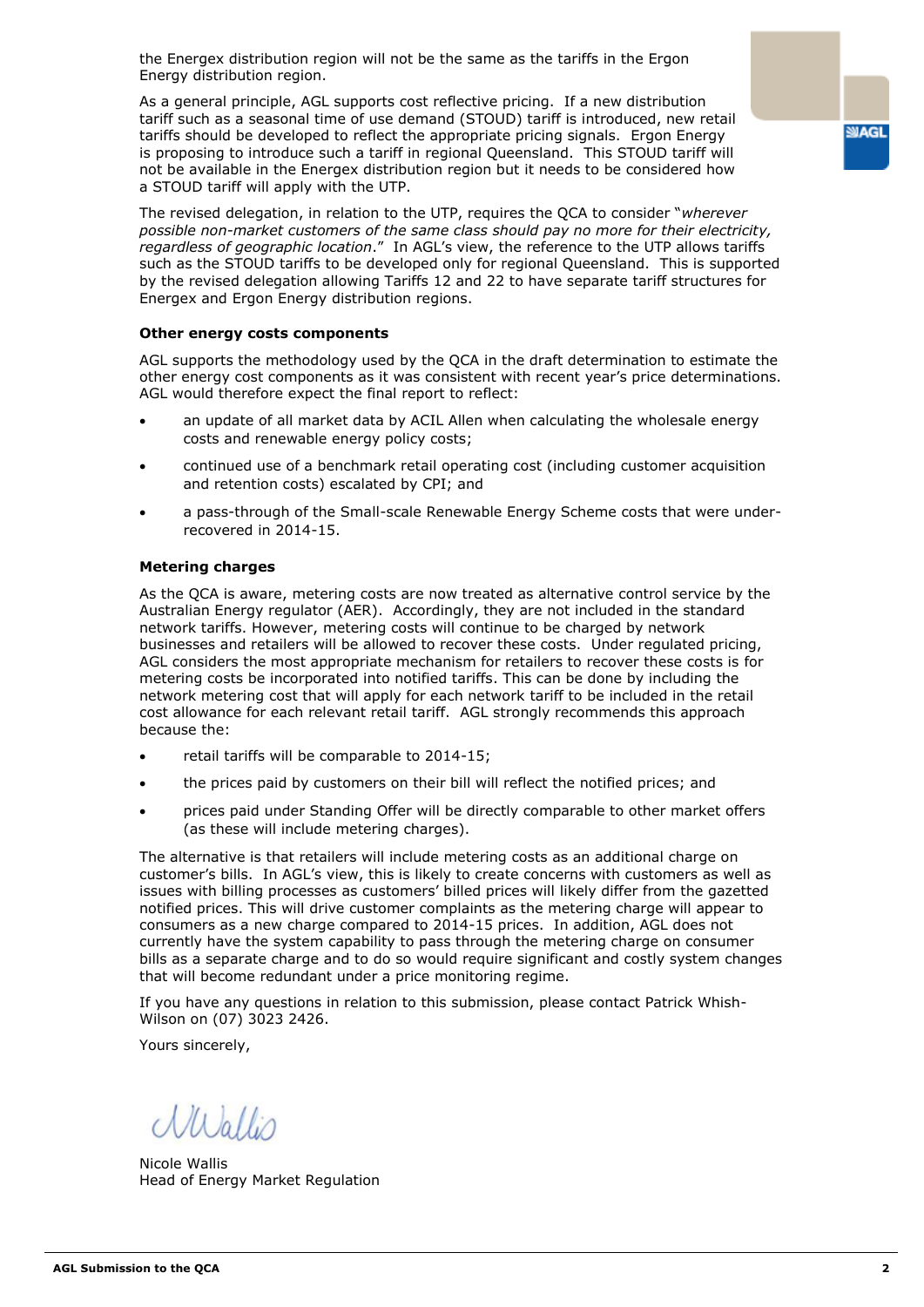the Energex distribution region will not be the same as the tariffs in the Ergon Energy distribution region.

As a general principle, AGL supports cost reflective pricing. If a new distribution tariff such as a seasonal time of use demand (STOUD) tariff is introduced, new retail tariffs should be developed to reflect the appropriate pricing signals. Ergon Energy is proposing to introduce such a tariff in regional Queensland. This STOUD tariff will not be available in the Energex distribution region but it needs to be considered how a STOUD tariff will apply with the UTP.

The revised delegation, in relation to the UTP, requires the QCA to consider "*wherever possible non-market customers of the same class should pay no more for their electricity, regardless of geographic location*." In AGL's view, the reference to the UTP allows tariffs such as the STOUD tariffs to be developed only for regional Queensland. This is supported by the revised delegation allowing Tariffs 12 and 22 to have separate tariff structures for Energex and Ergon Energy distribution regions.

**Other energy costs components**

AGL supports the methodology used by the QCA in the draft determination to estimate the other energy cost components as it was consistent with recent year's price determinations. AGL would therefore expect the final report to reflect:

- an update of all market data by ACIL Allen when calculating the wholesale energy costs and renewable energy policy costs;
- continued use of a benchmark retail operating cost (including customer acquisition and retention costs) escalated by CPI; and
- a pass-through of the Small-scale Renewable Energy Scheme costs that were under-recovered in 2014-15.

**Metering charges**

As the QCA is aware, metering costs are now treated as alternative control service by the Australian Energy regulator (AER). Accordingly, they are not included in the standard network tariffs. However, metering costs will continue to be charged by network businesses and retailers will be allowed to recover these costs. Under regulated pricing, AGL considers the most appropriate mechanism for retailers to recover these costs is for metering costs be incorporated into notified tariffs. This can be done by including the network metering cost that will apply for each network tariff to be included in the retail cost allowance for each relevant retail tariff. AGL strongly recommends this approach because the:

- retail tariffs will be comparable to 2014-15;
- the prices paid by customers on their bill will reflect the notified prices; and
- prices paid under Standing Offer will be directly comparable to other market offers (as these will include metering charges).

The alternative is that retailers will include metering costs as an additional charge on customer's bills. In AGL's view, this is likely to create concerns with customers as well as issues with billing processes as customers' billed prices will likely differ from the gazetted notified prices. This will drive customer complaints as the metering charge will appear to consumers as a new charge compared to 2014-15 prices. In addition, AGL does not currently have the system capability to pass through the metering charge on consumer bills as a separate charge and to do so would require significant and costly system changes that will become redundant under a price monitoring regime.

If you have any questions in relation to this submission, please contact Patrick Whish-Wilson on (07) 3023 2426.

Yours sincerely,

NWallis

Nicole Wallis
Head of Energy Market Regulation